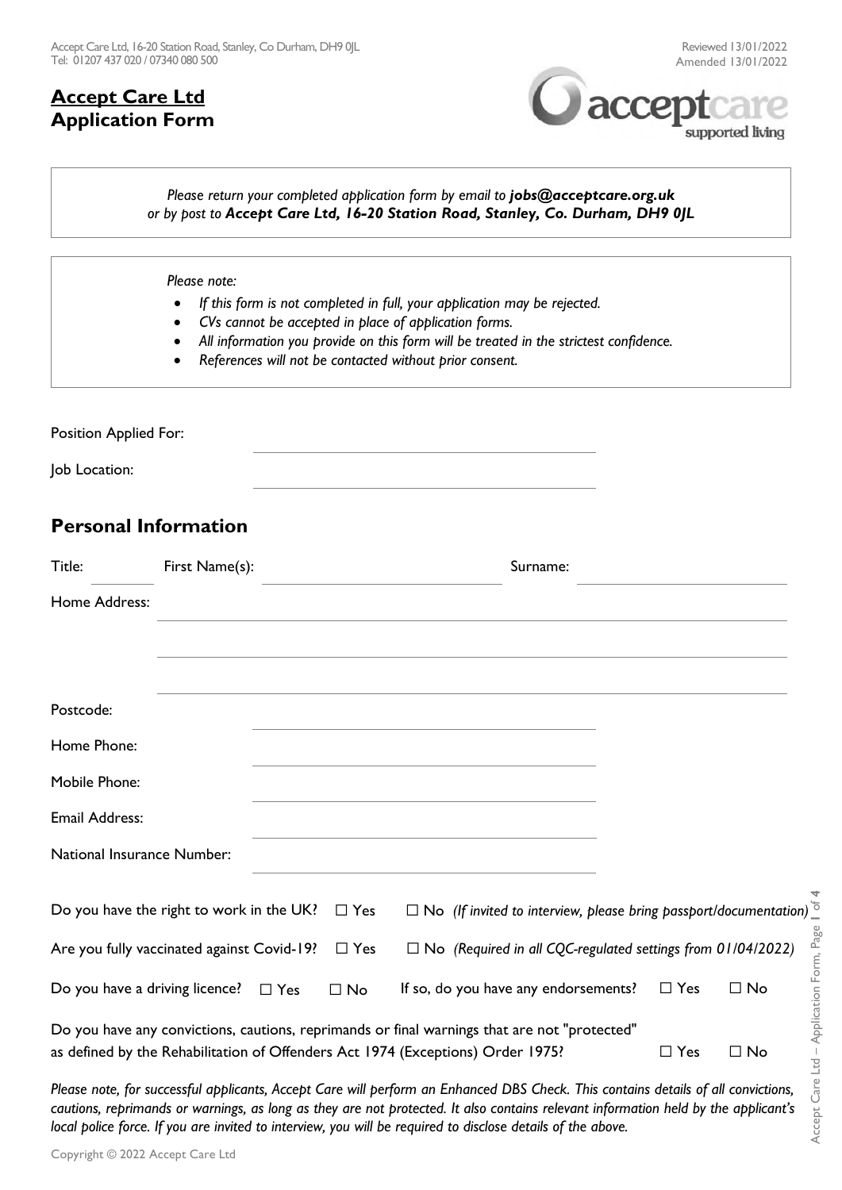Accept Care Ltd, 16-20 Station Road, Stanley, Co Durham, DH9 0JL
Tel: 01207 437 020 / 07340 080 500

Reviewed 13/01/2022
Amended 13/01/2022

# Accept Care Ltd
# Application Form

*Please return your completed application form by email to **jobs@acceptcare.org.uk** or by post to **Accept Care Ltd, 16-20 Station Road, Stanley, Co. Durham, DH9 0JL***

*Please note:*

- *If this form is not completed in full, your application may be rejected.*
- *CVs cannot be accepted in place of application forms.*
- *All information you provide on this form will be treated in the strictest confidence.*
- *References will not be contacted without prior consent.*

Position Applied For: ______________________

Job Location: ______________________

## Personal Information

Title: ______ First Name(s): ______________________ Surname: ______________________

Home Address: ______________________

______________________

______________________

Postcode: ______________________

Home Phone: ______________________

Mobile Phone: ______________________

Email Address: ______________________

National Insurance Number: ______________________

Do you have the right to work in the UK? ☐ Yes ☐ No *(If invited to interview, please bring passport/documentation)*

Are you fully vaccinated against Covid-19? ☐ Yes ☐ No *(Required in all CQC-regulated settings from 01/04/2022)*

Do you have a driving licence? ☐ Yes ☐ No If so, do you have any endorsements? ☐ Yes ☐ No

Do you have any convictions, cautions, reprimands or final warnings that are not "protected" as defined by the Rehabilitation of Offenders Act 1974 (Exceptions) Order 1975? ☐ Yes ☐ No

*Please note, for successful applicants, Accept Care will perform an Enhanced DBS Check. This contains details of all convictions, cautions, reprimands or warnings, as long as they are not protected. It also contains relevant information held by the applicant's local police force. If you are invited to interview, you will be required to disclose details of the above.*

Copyright © 2022 Accept Care Ltd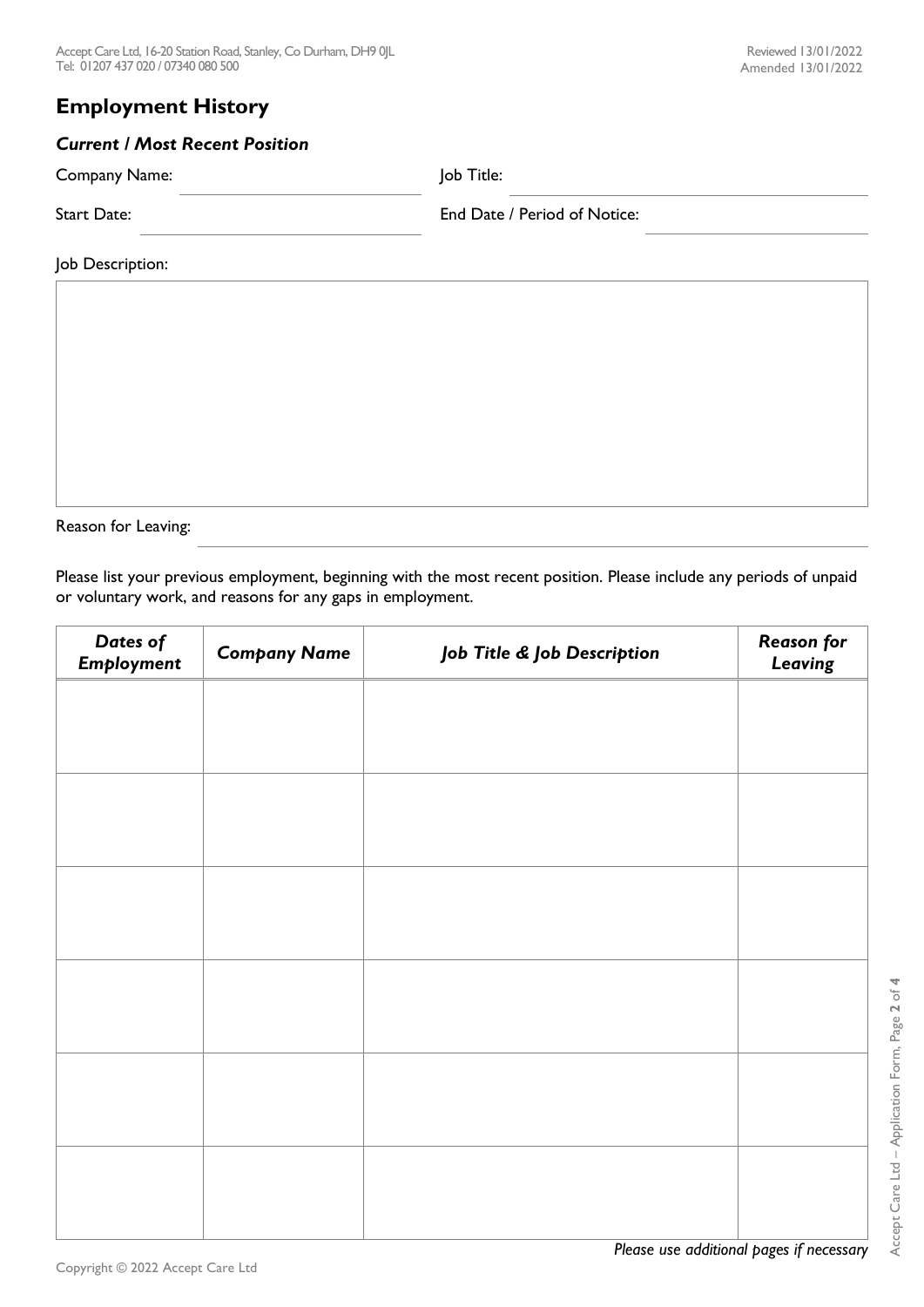## Employment History

### *Current / Most Recent Position*

Company Name: ____________________ Job Title: ____________________

Start Date: ____________________ End Date / Period of Notice: ____________________

Job Description:

| |
|---|
| |

Reason for Leaving: ____________________

Please list your previous employment, beginning with the most recent position. Please include any periods of unpaid or voluntary work, and reasons for any gaps in employment.

| ***Dates of Employment*** | ***Company Name*** | ***Job Title & Job Description*** | ***Reason for Leaving*** |
|---|---|---|---|
| | | | |
| | | | |
| | | | |
| | | | |
| | | | |
| | | | |

*Please use additional pages if necessary*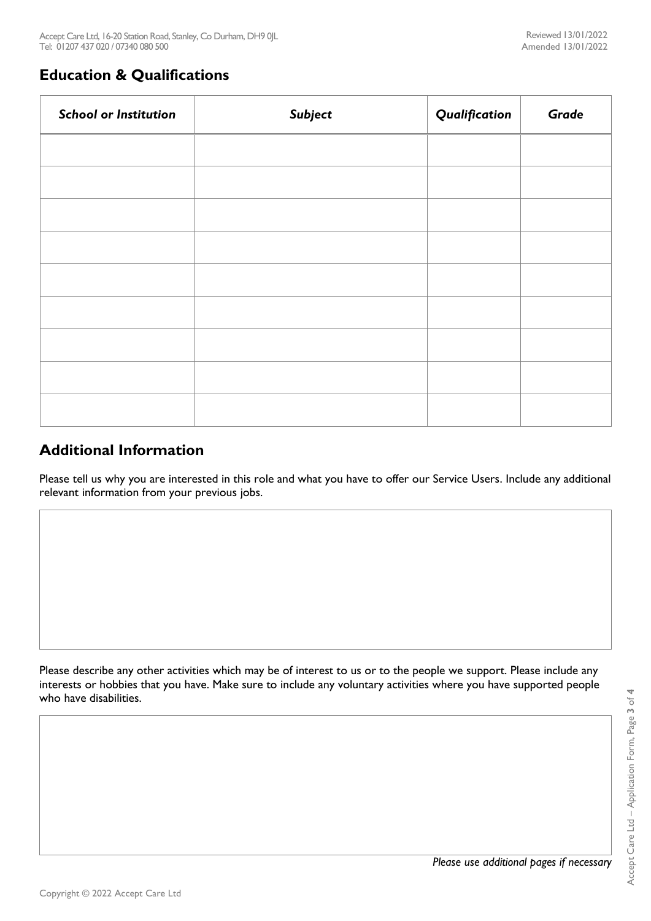## Education & Qualifications

| *School or Institution* | *Subject* | *Qualification* | *Grade* |
|---|---|---|---|
| | | | |
| | | | |
| | | | |
| | | | |
| | | | |
| | | | |
| | | | |
| | | | |
| | | | |

## Additional Information

Please tell us why you are interested in this role and what you have to offer our Service Users. Include any additional relevant information from your previous jobs.

| |
|---|
| |

Please describe any other activities which may be of interest to us or to the people we support. Please include any interests or hobbies that you have. Make sure to include any voluntary activities where you have supported people who have disabilities.

| |
|---|
| |

*Please use additional pages if necessary*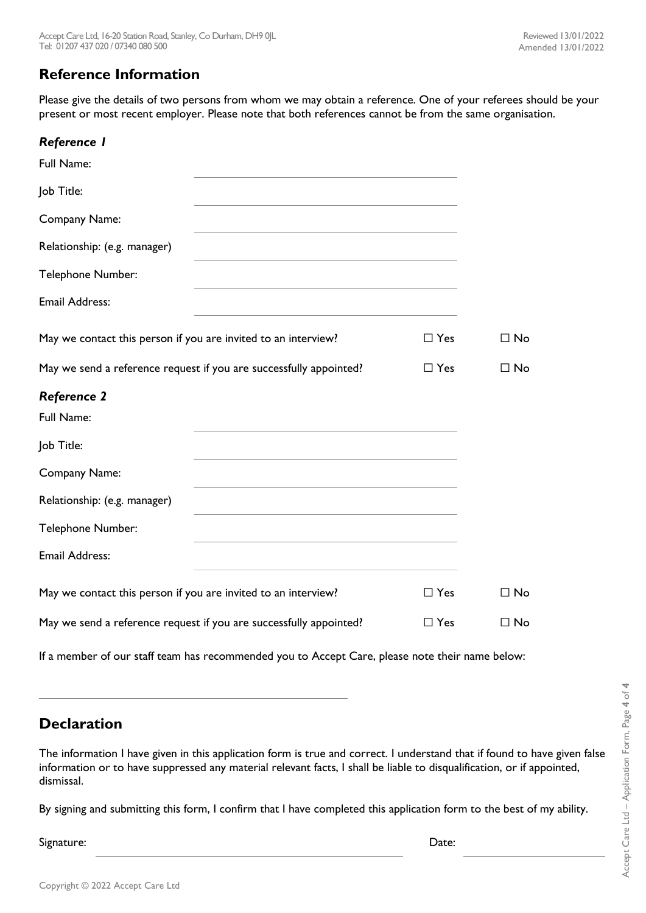## Reference Information

Please give the details of two persons from whom we may obtain a reference. One of your referees should be your present or most recent employer. Please note that both references cannot be from the same organisation.

### *Reference 1*

Full Name: \_\_\_\_\_\_\_\_\_\_\_\_\_\_\_\_\_\_\_\_\_\_\_\_\_\_\_\_\_\_

Job Title: \_\_\_\_\_\_\_\_\_\_\_\_\_\_\_\_\_\_\_\_\_\_\_\_\_\_\_\_\_\_

Company Name: \_\_\_\_\_\_\_\_\_\_\_\_\_\_\_\_\_\_\_\_\_\_\_\_\_\_\_\_\_\_

Relationship: (e.g. manager) \_\_\_\_\_\_\_\_\_\_\_\_\_\_\_\_\_\_\_\_\_\_\_\_\_\_\_\_\_\_

Telephone Number: \_\_\_\_\_\_\_\_\_\_\_\_\_\_\_\_\_\_\_\_\_\_\_\_\_\_\_\_\_\_

Email Address: \_\_\_\_\_\_\_\_\_\_\_\_\_\_\_\_\_\_\_\_\_\_\_\_\_\_\_\_\_\_

May we contact this person if you are invited to an interview? ☐ Yes ☐ No

May we send a reference request if you are successfully appointed? ☐ Yes ☐ No

### *Reference 2*

Full Name: \_\_\_\_\_\_\_\_\_\_\_\_\_\_\_\_\_\_\_\_\_\_\_\_\_\_\_\_\_\_

Job Title: \_\_\_\_\_\_\_\_\_\_\_\_\_\_\_\_\_\_\_\_\_\_\_\_\_\_\_\_\_\_

Company Name: \_\_\_\_\_\_\_\_\_\_\_\_\_\_\_\_\_\_\_\_\_\_\_\_\_\_\_\_\_\_

Relationship: (e.g. manager) \_\_\_\_\_\_\_\_\_\_\_\_\_\_\_\_\_\_\_\_\_\_\_\_\_\_\_\_\_\_

Telephone Number: \_\_\_\_\_\_\_\_\_\_\_\_\_\_\_\_\_\_\_\_\_\_\_\_\_\_\_\_\_\_

Email Address: \_\_\_\_\_\_\_\_\_\_\_\_\_\_\_\_\_\_\_\_\_\_\_\_\_\_\_\_\_\_

May we contact this person if you are invited to an interview? ☐ Yes ☐ No

May we send a reference request if you are successfully appointed? ☐ Yes ☐ No

If a member of our staff team has recommended you to Accept Care, please note their name below:

\_\_\_\_\_\_\_\_\_\_\_\_\_\_\_\_\_\_\_\_\_\_\_\_\_\_\_\_\_\_

## Declaration

The information I have given in this application form is true and correct. I understand that if found to have given false information or to have suppressed any material relevant facts, I shall be liable to disqualification, or if appointed, dismissal.

By signing and submitting this form, I confirm that I have completed this application form to the best of my ability.

Signature: \_\_\_\_\_\_\_\_\_\_\_\_\_\_\_\_\_\_\_\_\_\_\_\_\_\_\_\_\_\_ Date: \_\_\_\_\_\_\_\_\_\_\_\_\_\_\_